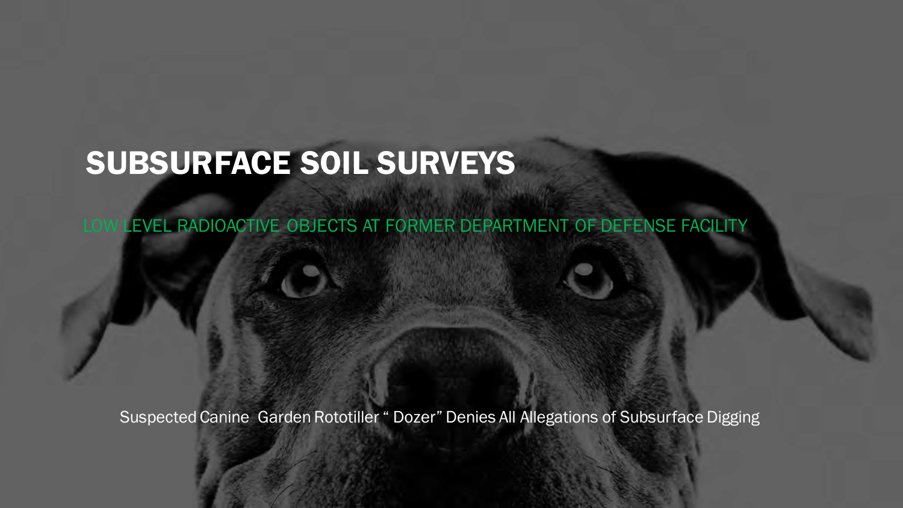# SUBSURFACE SOIL SURVEYS

LOW LEVEL RADIOACTIVE OBJECTS AT FORMER DEPARTMENT OF DEFENSE FACILITY

Suspected Canine Garden Rototiller " Dozer" Denies All Allegations of Subsurface Digging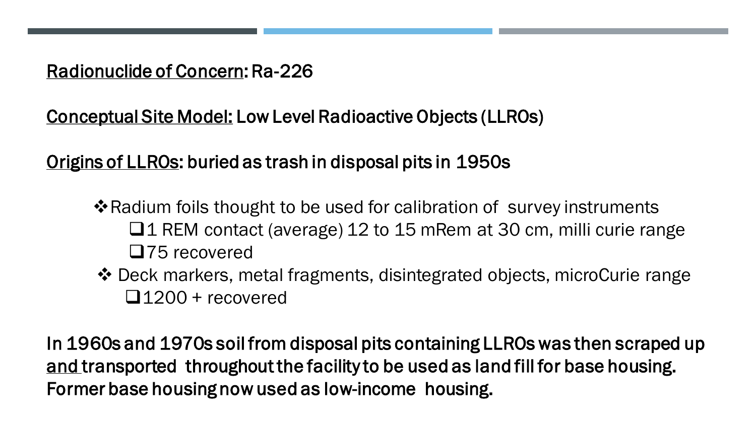Radionuclide of Concern: Ra-226

Conceptual Site Model: Low Level Radioactive Objects (LLROs)

Origins of LLROs: buried as trash in disposal pits in 1950s

- Radium foils thought to be used for calibration of survey instruments
  - 1 REM contact (average) 12 to 15 mRem at 30 cm, milli curie range
  - 75 recovered
- Deck markers, metal fragments, disintegrated objects, microCurie range
  - 1200 + recovered

**In 1960s and 1970s soil from disposal pits containing LLROs was then scraped up and transported throughout the facility to be used as land fill for base housing. Former base housing now used as low-income housing.**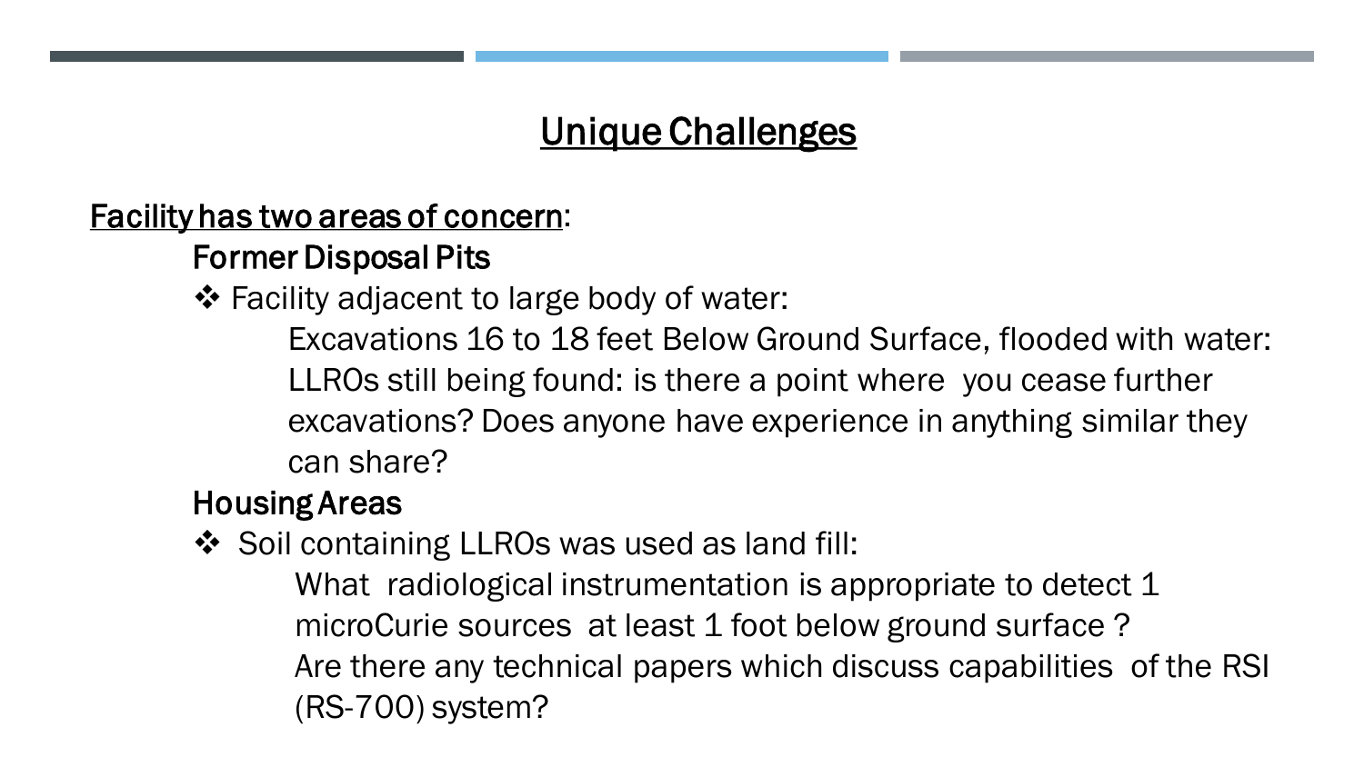## Unique Challenges

Facility has two areas of concern:

**Former Disposal Pits**

- ❖ Facility adjacent to large body of water:

  Excavations 16 to 18 feet Below Ground Surface, flooded with water: LLROs still being found: is there a point where you cease further excavations? Does anyone have experience in anything similar they can share?

**Housing Areas**

- ❖ Soil containing LLROs was used as land fill:

  What radiological instrumentation is appropriate to detect 1 microCurie sources at least 1 foot below ground surface ?

  Are there any technical papers which discuss capabilities of the RSI (RS-700) system?